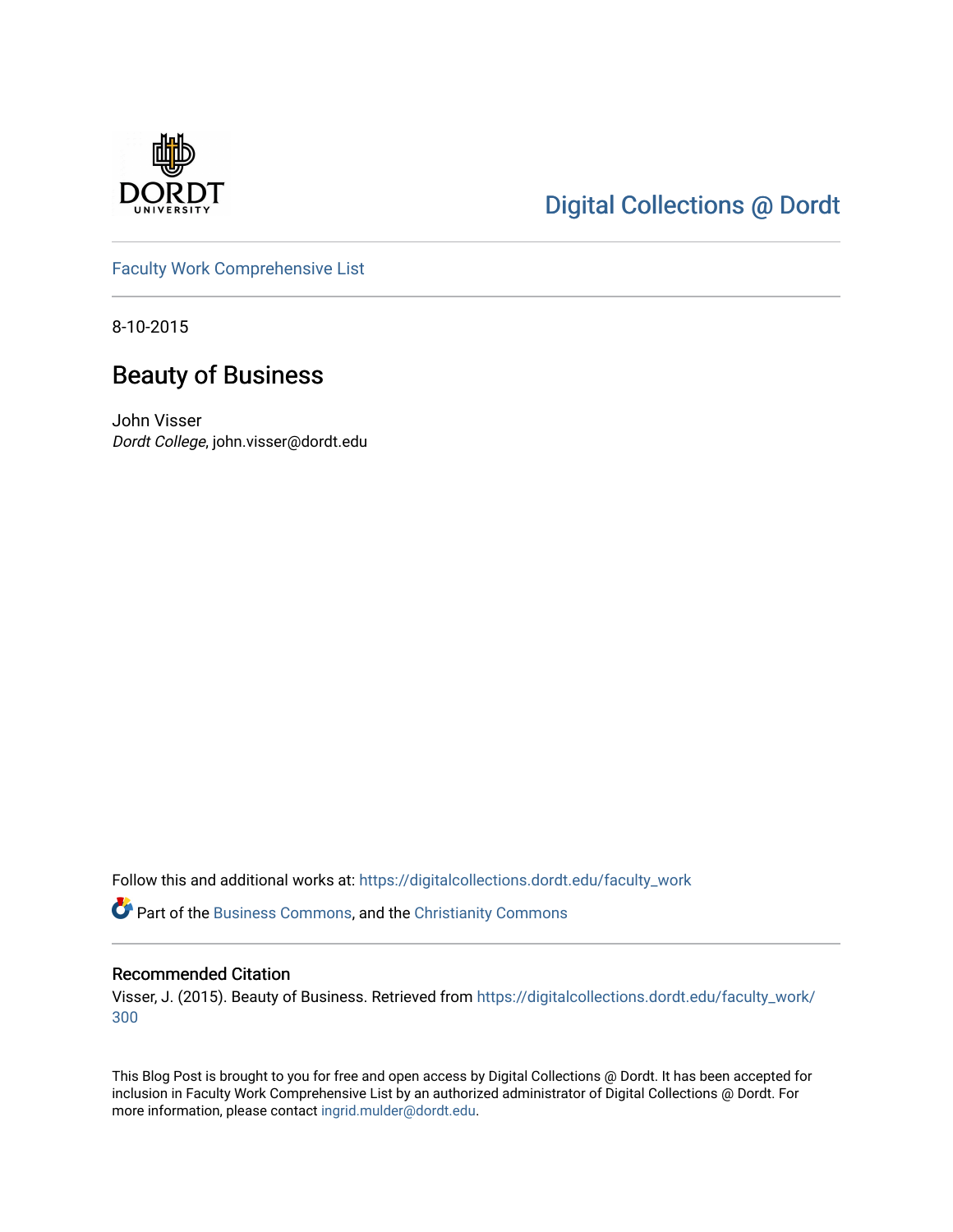Digital Collections @ Dordt

Faculty Work Comprehensive List

8-10-2015

# Beauty of Business

John Visser

*Dordt College*, john.visser@dordt.edu

Follow this and additional works at: https://digitalcollections.dordt.edu/faculty_work

Part of the Business Commons, and the Christianity Commons

## Recommended Citation

Visser, J. (2015). Beauty of Business. Retrieved from https://digitalcollections.dordt.edu/faculty_work/300

This Blog Post is brought to you for free and open access by Digital Collections @ Dordt. It has been accepted for inclusion in Faculty Work Comprehensive List by an authorized administrator of Digital Collections @ Dordt. For more information, please contact ingrid.mulder@dordt.edu.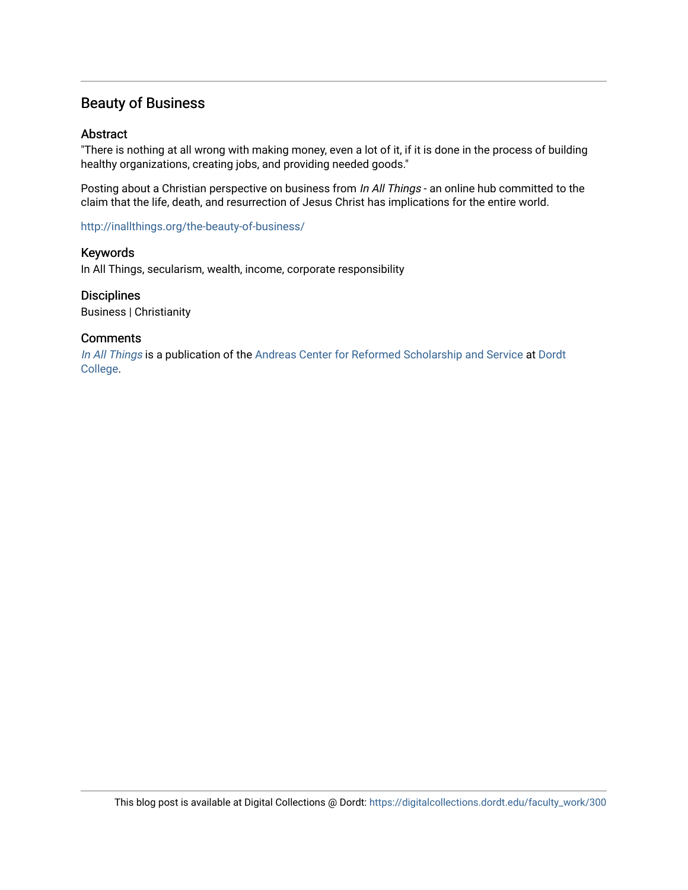## Beauty of Business

### Abstract

"There is nothing at all wrong with making money, even a lot of it, if it is done in the process of building healthy organizations, creating jobs, and providing needed goods."

Posting about a Christian perspective on business from *In All Things* - an online hub committed to the claim that the life, death, and resurrection of Jesus Christ has implications for the entire world.

http://inallthings.org/the-beauty-of-business/

### Keywords

In All Things, secularism, wealth, income, corporate responsibility

### Disciplines

Business | Christianity

### Comments

*In All Things* is a publication of the Andreas Center for Reformed Scholarship and Service at Dordt College.

This blog post is available at Digital Collections @ Dordt: https://digitalcollections.dordt.edu/faculty_work/300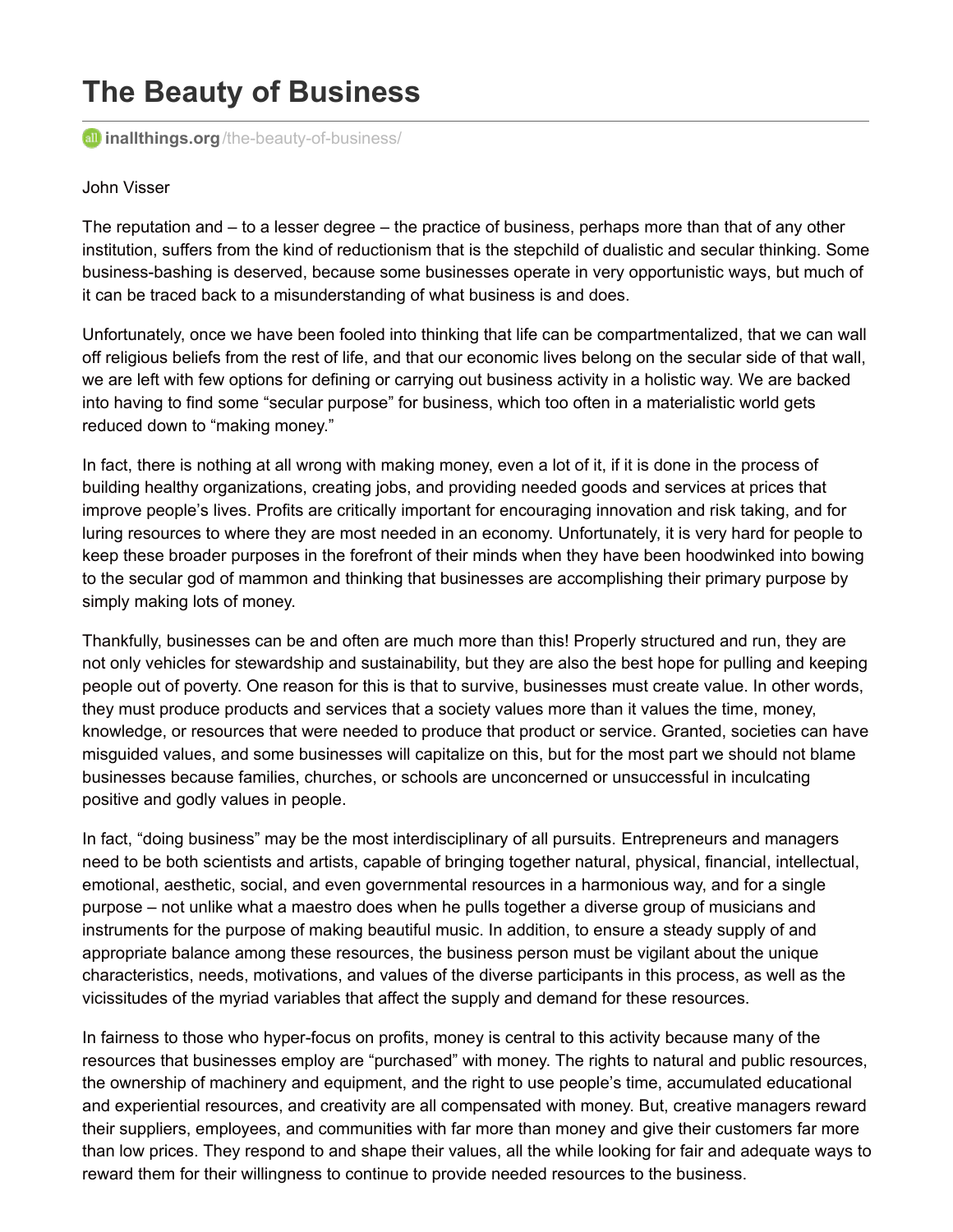# The Beauty of Business

inallthings.org/the-beauty-of-business/

John Visser

The reputation and – to a lesser degree – the practice of business, perhaps more than that of any other institution, suffers from the kind of reductionism that is the stepchild of dualistic and secular thinking. Some business-bashing is deserved, because some businesses operate in very opportunistic ways, but much of it can be traced back to a misunderstanding of what business is and does.

Unfortunately, once we have been fooled into thinking that life can be compartmentalized, that we can wall off religious beliefs from the rest of life, and that our economic lives belong on the secular side of that wall, we are left with few options for defining or carrying out business activity in a holistic way. We are backed into having to find some "secular purpose" for business, which too often in a materialistic world gets reduced down to "making money."

In fact, there is nothing at all wrong with making money, even a lot of it, if it is done in the process of building healthy organizations, creating jobs, and providing needed goods and services at prices that improve people's lives. Profits are critically important for encouraging innovation and risk taking, and for luring resources to where they are most needed in an economy. Unfortunately, it is very hard for people to keep these broader purposes in the forefront of their minds when they have been hoodwinked into bowing to the secular god of mammon and thinking that businesses are accomplishing their primary purpose by simply making lots of money.

Thankfully, businesses can be and often are much more than this! Properly structured and run, they are not only vehicles for stewardship and sustainability, but they are also the best hope for pulling and keeping people out of poverty. One reason for this is that to survive, businesses must create value. In other words, they must produce products and services that a society values more than it values the time, money, knowledge, or resources that were needed to produce that product or service. Granted, societies can have misguided values, and some businesses will capitalize on this, but for the most part we should not blame businesses because families, churches, or schools are unconcerned or unsuccessful in inculcating positive and godly values in people.

In fact, "doing business" may be the most interdisciplinary of all pursuits. Entrepreneurs and managers need to be both scientists and artists, capable of bringing together natural, physical, financial, intellectual, emotional, aesthetic, social, and even governmental resources in a harmonious way, and for a single purpose – not unlike what a maestro does when he pulls together a diverse group of musicians and instruments for the purpose of making beautiful music. In addition, to ensure a steady supply of and appropriate balance among these resources, the business person must be vigilant about the unique characteristics, needs, motivations, and values of the diverse participants in this process, as well as the vicissitudes of the myriad variables that affect the supply and demand for these resources.

In fairness to those who hyper-focus on profits, money is central to this activity because many of the resources that businesses employ are "purchased" with money. The rights to natural and public resources, the ownership of machinery and equipment, and the right to use people's time, accumulated educational and experiential resources, and creativity are all compensated with money. But, creative managers reward their suppliers, employees, and communities with far more than money and give their customers far more than low prices. They respond to and shape their values, all the while looking for fair and adequate ways to reward them for their willingness to continue to provide needed resources to the business.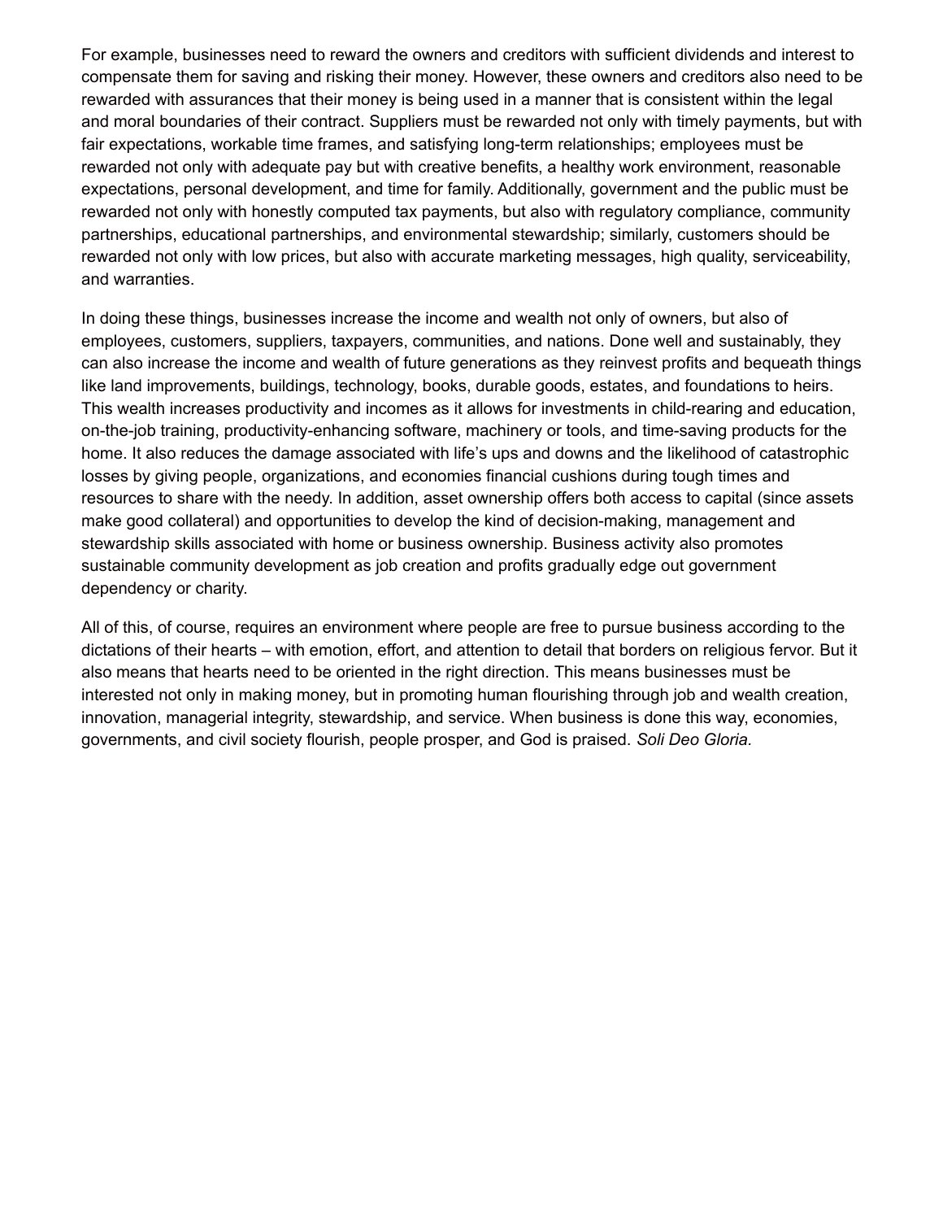For example, businesses need to reward the owners and creditors with sufficient dividends and interest to compensate them for saving and risking their money. However, these owners and creditors also need to be rewarded with assurances that their money is being used in a manner that is consistent within the legal and moral boundaries of their contract. Suppliers must be rewarded not only with timely payments, but with fair expectations, workable time frames, and satisfying long-term relationships; employees must be rewarded not only with adequate pay but with creative benefits, a healthy work environment, reasonable expectations, personal development, and time for family. Additionally, government and the public must be rewarded not only with honestly computed tax payments, but also with regulatory compliance, community partnerships, educational partnerships, and environmental stewardship; similarly, customers should be rewarded not only with low prices, but also with accurate marketing messages, high quality, serviceability, and warranties.

In doing these things, businesses increase the income and wealth not only of owners, but also of employees, customers, suppliers, taxpayers, communities, and nations. Done well and sustainably, they can also increase the income and wealth of future generations as they reinvest profits and bequeath things like land improvements, buildings, technology, books, durable goods, estates, and foundations to heirs. This wealth increases productivity and incomes as it allows for investments in child-rearing and education, on-the-job training, productivity-enhancing software, machinery or tools, and time-saving products for the home. It also reduces the damage associated with life's ups and downs and the likelihood of catastrophic losses by giving people, organizations, and economies financial cushions during tough times and resources to share with the needy. In addition, asset ownership offers both access to capital (since assets make good collateral) and opportunities to develop the kind of decision-making, management and stewardship skills associated with home or business ownership. Business activity also promotes sustainable community development as job creation and profits gradually edge out government dependency or charity.

All of this, of course, requires an environment where people are free to pursue business according to the dictations of their hearts – with emotion, effort, and attention to detail that borders on religious fervor. But it also means that hearts need to be oriented in the right direction. This means businesses must be interested not only in making money, but in promoting human flourishing through job and wealth creation, innovation, managerial integrity, stewardship, and service. When business is done this way, economies, governments, and civil society flourish, people prosper, and God is praised. *Soli Deo Gloria.*